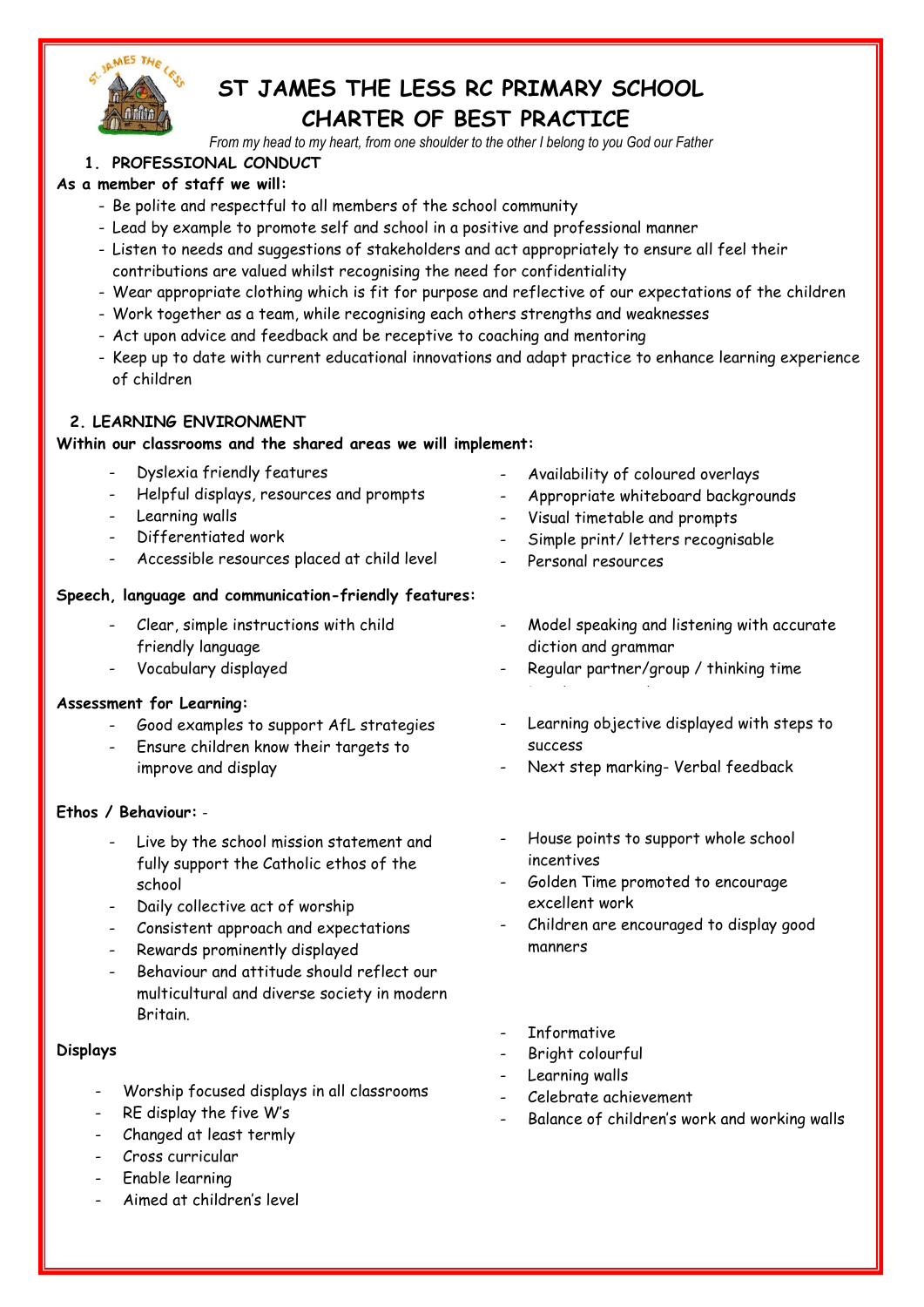# ST JAMES THE LESS RC PRIMARY SCHOOL
# CHARTER OF BEST PRACTICE

*From my head to my heart, from one shoulder to the other I belong to you God our Father*

## 1. PROFESSIONAL CONDUCT

**As a member of staff we will:**

- Be polite and respectful to all members of the school community
- Lead by example to promote self and school in a positive and professional manner
- Listen to needs and suggestions of stakeholders and act appropriately to ensure all feel their contributions are valued whilst recognising the need for confidentiality
- Wear appropriate clothing which is fit for purpose and reflective of our expectations of the children
- Work together as a team, while recognising each others strengths and weaknesses
- Act upon advice and feedback and be receptive to coaching and mentoring
- Keep up to date with current educational innovations and adapt practice to enhance learning experience of children

## 2. LEARNING ENVIRONMENT

**Within our classrooms and the shared areas we will implement:**

- Dyslexia friendly features
- Helpful displays, resources and prompts
- Learning walls
- Differentiated work
- Accessible resources placed at child level
- Availability of coloured overlays
- Appropriate whiteboard backgrounds
- Visual timetable and prompts
- Simple print/ letters recognisable
- Personal resources

**Speech, language and communication-friendly features:**

- Clear, simple instructions with child friendly language
- Vocabulary displayed
- Model speaking and listening with accurate diction and grammar
- Regular partner/group / thinking time

**Assessment for Learning:**

- Good examples to support AfL strategies
- Ensure children know their targets to improve and display
- Learning objective displayed with steps to success
- Next step marking- Verbal feedback

**Ethos / Behaviour:** -

- Live by the school mission statement and fully support the Catholic ethos of the school
- Daily collective act of worship
- Consistent approach and expectations
- Rewards prominently displayed
- Behaviour and attitude should reflect our multicultural and diverse society in modern Britain.
- House points to support whole school incentives
- Golden Time promoted to encourage excellent work
- Children are encouraged to display good manners

**Displays**

- Worship focused displays in all classrooms
- RE display the five W's
- Changed at least termly
- Cross curricular
- Enable learning
- Aimed at children's level
- Informative
- Bright colourful
- Learning walls
- Celebrate achievement
- Balance of children's work and working walls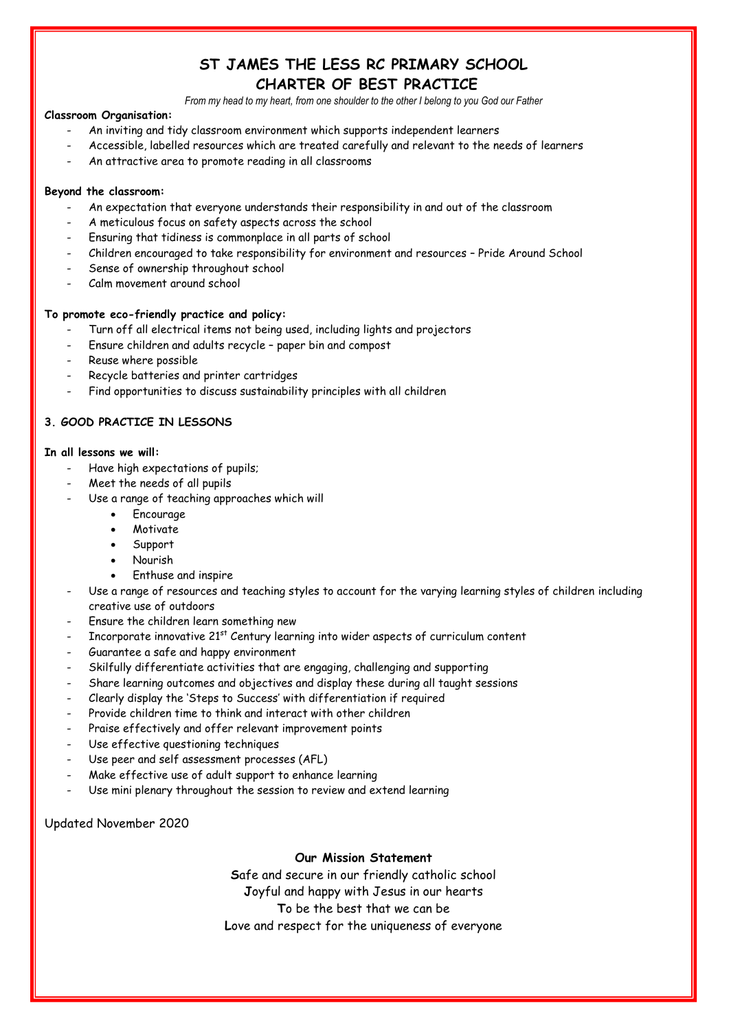# ST JAMES THE LESS RC PRIMARY SCHOOL
# CHARTER OF BEST PRACTICE

*From my head to my heart, from one shoulder to the other I belong to you God our Father*

**Classroom Organisation:**

- An inviting and tidy classroom environment which supports independent learners
- Accessible, labelled resources which are treated carefully and relevant to the needs of learners
- An attractive area to promote reading in all classrooms

**Beyond the classroom:**

- An expectation that everyone understands their responsibility in and out of the classroom
- A meticulous focus on safety aspects across the school
- Ensuring that tidiness is commonplace in all parts of school
- Children encouraged to take responsibility for environment and resources – Pride Around School
- Sense of ownership throughout school
- Calm movement around school

**To promote eco-friendly practice and policy:**

- Turn off all electrical items not being used, including lights and projectors
- Ensure children and adults recycle – paper bin and compost
- Reuse where possible
- Recycle batteries and printer cartridges
- Find opportunities to discuss sustainability principles with all children

**3. GOOD PRACTICE IN LESSONS**

**In all lessons we will:**

- Have high expectations of pupils;
- Meet the needs of all pupils
- Use a range of teaching approaches which will
    - Encourage
    - Motivate
    - Support
    - Nourish
    - Enthuse and inspire
- Use a range of resources and teaching styles to account for the varying learning styles of children including creative use of outdoors
- Ensure the children learn something new
- Incorporate innovative 21st Century learning into wider aspects of curriculum content
- Guarantee a safe and happy environment
- Skilfully differentiate activities that are engaging, challenging and supporting
- Share learning outcomes and objectives and display these during all taught sessions
- Clearly display the 'Steps to Success' with differentiation if required
- Provide children time to think and interact with other children
- Praise effectively and offer relevant improvement points
- Use effective questioning techniques
- Use peer and self assessment processes (AFL)
- Make effective use of adult support to enhance learning
- Use mini plenary throughout the session to review and extend learning

Updated November 2020

**Our Mission Statement**

**S**afe and secure in our friendly catholic school
**J**oyful and happy with Jesus in our hearts
**T**o be the best that we can be
**L**ove and respect for the uniqueness of everyone